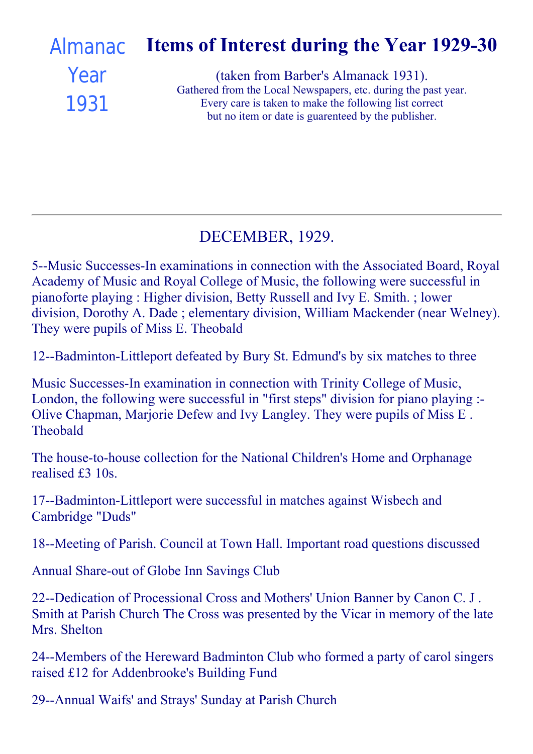Almanac Year 1931

# Items of Interest during the Year 1929-30

(taken from Barber's Almanack 1931).
Gathered from the Local Newspapers, etc. during the past year.
Every care is taken to make the following list correct
but no item or date is guerenteed by the publisher.

---

## DECEMBER, 1929.

5--Music Successes-In examinations in connection with the Associated Board, Royal Academy of Music and Royal College of Music, the following were successful in pianoforte playing : Higher division, Betty Russell and Ivy E. Smith. ; lower division, Dorothy A. Dade ; elementary division, William Mackender (near Welney). They were pupils of Miss E. Theobald

12--Badminton-Littleport defeated by Bury St. Edmund's by six matches to three

Music Successes-In examination in connection with Trinity College of Music, London, the following were successful in "first steps" division for piano playing :- Olive Chapman, Marjorie Defew and Ivy Langley. They were pupils of Miss E . Theobald

The house-to-house collection for the National Children's Home and Orphanage realised £3 10s.

17--Badminton-Littleport were successful in matches against Wisbech and Cambridge "Duds"

18--Meeting of Parish. Council at Town Hall. Important road questions discussed

Annual Share-out of Globe Inn Savings Club

22--Dedication of Processional Cross and Mothers' Union Banner by Canon C. J . Smith at Parish Church The Cross was presented by the Vicar in memory of the late Mrs. Shelton

24--Members of the Hereward Badminton Club who formed a party of carol singers raised £12 for Addenbrooke's Building Fund

29--Annual Waifs' and Strays' Sunday at Parish Church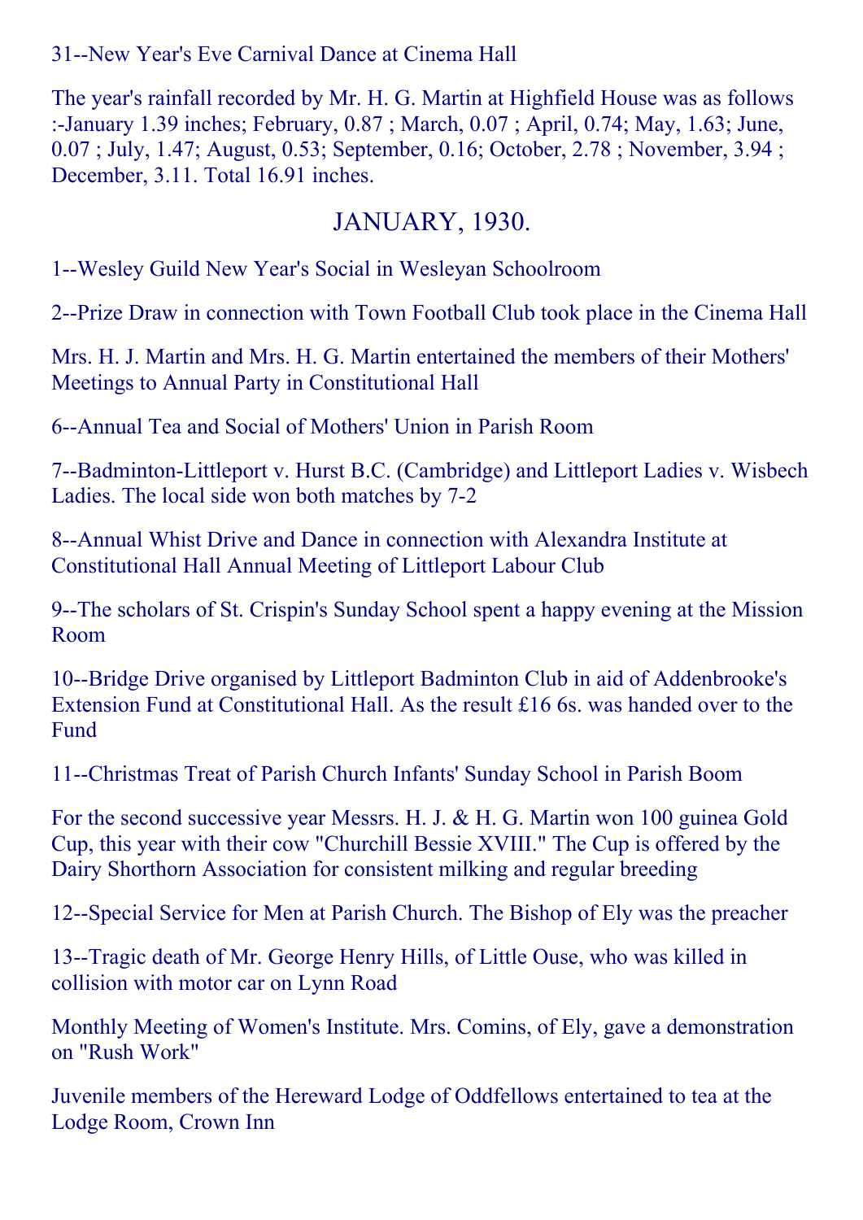31--New Year's Eve Carnival Dance at Cinema Hall

The year's rainfall recorded by Mr. H. G. Martin at Highfield House was as follows :-January 1.39 inches; February, 0.87 ; March, 0.07 ; April, 0.74; May, 1.63; June, 0.07 ; July, 1.47; August, 0.53; September, 0.16; October, 2.78 ; November, 3.94 ; December, 3.11. Total 16.91 inches.

## JANUARY, 1930.

1--Wesley Guild New Year's Social in Wesleyan Schoolroom

2--Prize Draw in connection with Town Football Club took place in the Cinema Hall

Mrs. H. J. Martin and Mrs. H. G. Martin entertained the members of their Mothers' Meetings to Annual Party in Constitutional Hall

6--Annual Tea and Social of Mothers' Union in Parish Room

7--Badminton-Littleport v. Hurst B.C. (Cambridge) and Littleport Ladies v. Wisbech Ladies. The local side won both matches by 7-2

8--Annual Whist Drive and Dance in connection with Alexandra Institute at Constitutional Hall Annual Meeting of Littleport Labour Club

9--The scholars of St. Crispin's Sunday School spent a happy evening at the Mission Room

10--Bridge Drive organised by Littleport Badminton Club in aid of Addenbrooke's Extension Fund at Constitutional Hall. As the result £16 6s. was handed over to the Fund

11--Christmas Treat of Parish Church Infants' Sunday School in Parish Boom

For the second successive year Messrs. H. J. & H. G. Martin won 100 guinea Gold Cup, this year with their cow "Churchill Bessie XVIII." The Cup is offered by the Dairy Shorthorn Association for consistent milking and regular breeding

12--Special Service for Men at Parish Church. The Bishop of Ely was the preacher

13--Tragic death of Mr. George Henry Hills, of Little Ouse, who was killed in collision with motor car on Lynn Road

Monthly Meeting of Women's Institute. Mrs. Comins, of Ely, gave a demonstration on "Rush Work"

Juvenile members of the Hereward Lodge of Oddfellows entertained to tea at the Lodge Room, Crown Inn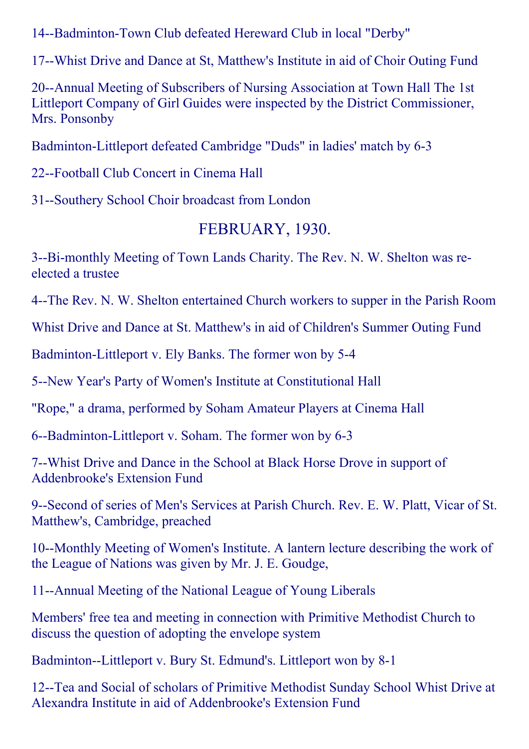14--Badminton-Town Club defeated Hereward Club in local "Derby"

17--Whist Drive and Dance at St, Matthew's Institute in aid of Choir Outing Fund

20--Annual Meeting of Subscribers of Nursing Association at Town Hall The 1st Littleport Company of Girl Guides were inspected by the District Commissioner, Mrs. Ponsonby

Badminton-Littleport defeated Cambridge "Duds" in ladies' match by 6-3

22--Football Club Concert in Cinema Hall

31--Southery School Choir broadcast from London

## FEBRUARY, 1930.

3--Bi-monthly Meeting of Town Lands Charity. The Rev. N. W. Shelton was re-elected a trustee

4--The Rev. N. W. Shelton entertained Church workers to supper in the Parish Room

Whist Drive and Dance at St. Matthew's in aid of Children's Summer Outing Fund

Badminton-Littleport v. Ely Banks. The former won by 5-4

5--New Year's Party of Women's Institute at Constitutional Hall

"Rope," a drama, performed by Soham Amateur Players at Cinema Hall

6--Badminton-Littleport v. Soham. The former won by 6-3

7--Whist Drive and Dance in the School at Black Horse Drove in support of Addenbrooke's Extension Fund

9--Second of series of Men's Services at Parish Church. Rev. E. W. Platt, Vicar of St. Matthew's, Cambridge, preached

10--Monthly Meeting of Women's Institute. A lantern lecture describing the work of the League of Nations was given by Mr. J. E. Goudge,

11--Annual Meeting of the National League of Young Liberals

Members' free tea and meeting in connection with Primitive Methodist Church to discuss the question of adopting the envelope system

Badminton--Littleport v. Bury St. Edmund's. Littleport won by 8-1

12--Tea and Social of scholars of Primitive Methodist Sunday School Whist Drive at Alexandra Institute in aid of Addenbrooke's Extension Fund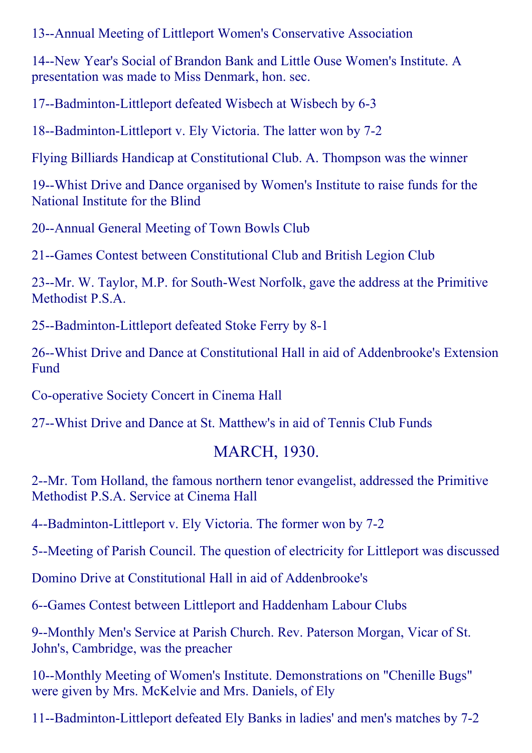13--Annual Meeting of Littleport Women's Conservative Association

14--New Year's Social of Brandon Bank and Little Ouse Women's Institute. A presentation was made to Miss Denmark, hon. sec.

17--Badminton-Littleport defeated Wisbech at Wisbech by 6-3

18--Badminton-Littleport v. Ely Victoria. The latter won by 7-2

Flying Billiards Handicap at Constitutional Club. A. Thompson was the winner

19--Whist Drive and Dance organised by Women's Institute to raise funds for the National Institute for the Blind

20--Annual General Meeting of Town Bowls Club

21--Games Contest between Constitutional Club and British Legion Club

23--Mr. W. Taylor, M.P. for South-West Norfolk, gave the address at the Primitive Methodist P.S.A.

25--Badminton-Littleport defeated Stoke Ferry by 8-1

26--Whist Drive and Dance at Constitutional Hall in aid of Addenbrooke's Extension Fund

Co-operative Society Concert in Cinema Hall

27--Whist Drive and Dance at St. Matthew's in aid of Tennis Club Funds

## MARCH, 1930.

2--Mr. Tom Holland, the famous northern tenor evangelist, addressed the Primitive Methodist P.S.A. Service at Cinema Hall

4--Badminton-Littleport v. Ely Victoria. The former won by 7-2

5--Meeting of Parish Council. The question of electricity for Littleport was discussed

Domino Drive at Constitutional Hall in aid of Addenbrooke's

6--Games Contest between Littleport and Haddenham Labour Clubs

9--Monthly Men's Service at Parish Church. Rev. Paterson Morgan, Vicar of St. John's, Cambridge, was the preacher

10--Monthly Meeting of Women's Institute. Demonstrations on "Chenille Bugs" were given by Mrs. McKelvie and Mrs. Daniels, of Ely

11--Badminton-Littleport defeated Ely Banks in ladies' and men's matches by 7-2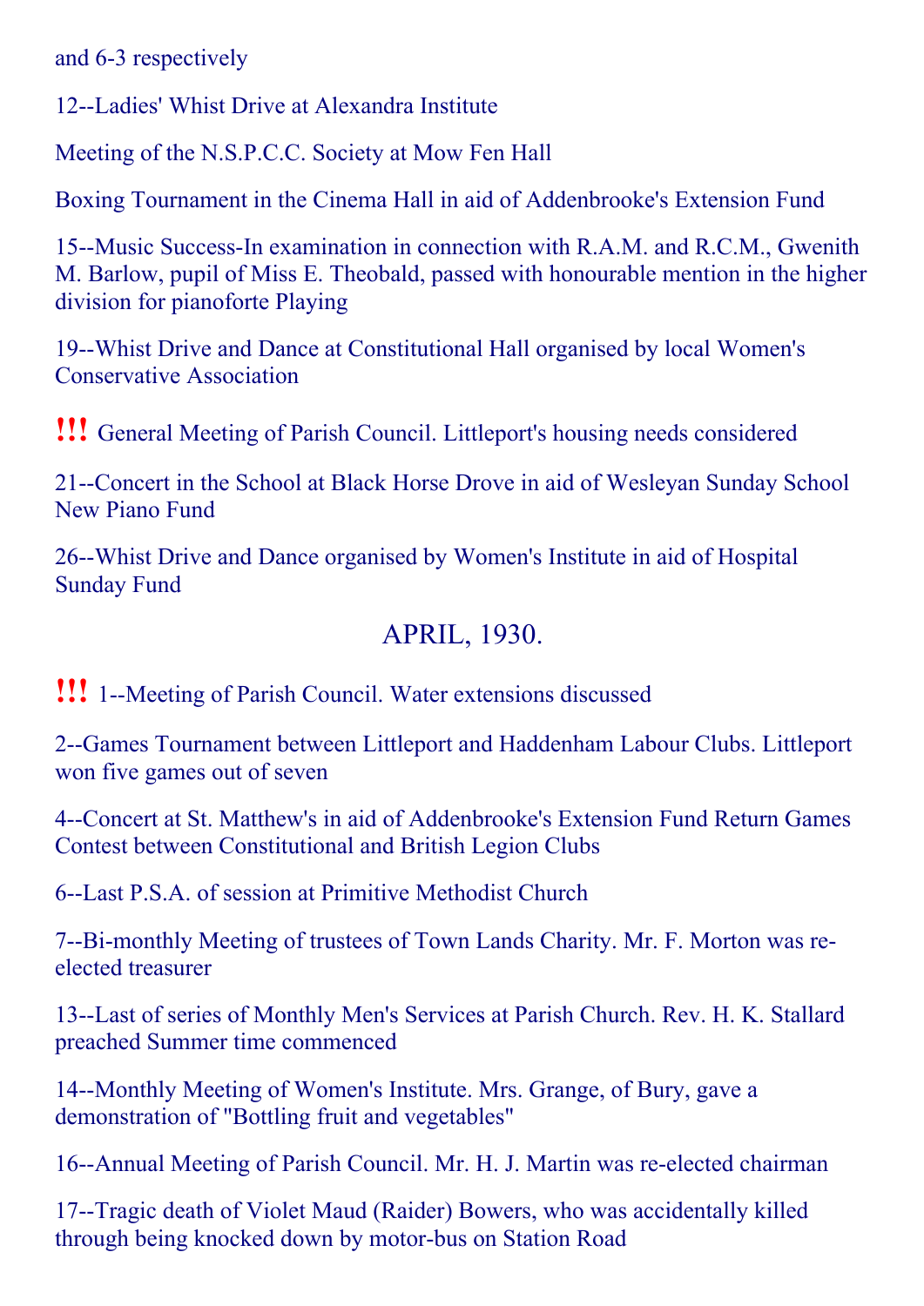and 6-3 respectively

12--Ladies' Whist Drive at Alexandra Institute

Meeting of the N.S.P.C.C. Society at Mow Fen Hall

Boxing Tournament in the Cinema Hall in aid of Addenbrooke's Extension Fund

15--Music Success-In examination in connection with R.A.M. and R.C.M., Gwenith M. Barlow, pupil of Miss E. Theobald, passed with honourable mention in the higher division for pianoforte Playing

19--Whist Drive and Dance at Constitutional Hall organised by local Women's Conservative Association

!!! General Meeting of Parish Council. Littleport's housing needs considered

21--Concert in the School at Black Horse Drove in aid of Wesleyan Sunday School New Piano Fund

26--Whist Drive and Dance organised by Women's Institute in aid of Hospital Sunday Fund

## APRIL, 1930.

!!! 1--Meeting of Parish Council. Water extensions discussed

2--Games Tournament between Littleport and Haddenham Labour Clubs. Littleport won five games out of seven

4--Concert at St. Matthew's in aid of Addenbrooke's Extension Fund Return Games Contest between Constitutional and British Legion Clubs

6--Last P.S.A. of session at Primitive Methodist Church

7--Bi-monthly Meeting of trustees of Town Lands Charity. Mr. F. Morton was re-elected treasurer

13--Last of series of Monthly Men's Services at Parish Church. Rev. H. K. Stallard preached Summer time commenced

14--Monthly Meeting of Women's Institute. Mrs. Grange, of Bury, gave a demonstration of "Bottling fruit and vegetables"

16--Annual Meeting of Parish Council. Mr. H. J. Martin was re-elected chairman

17--Tragic death of Violet Maud (Raider) Bowers, who was accidentally killed through being knocked down by motor-bus on Station Road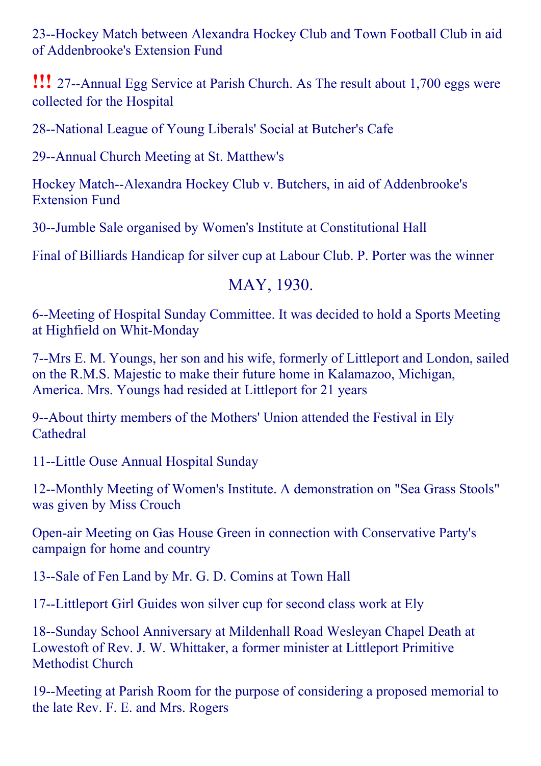23--Hockey Match between Alexandra Hockey Club and Town Football Club in aid of Addenbrooke's Extension Fund

!!! 27--Annual Egg Service at Parish Church. As The result about 1,700 eggs were collected for the Hospital

28--National League of Young Liberals' Social at Butcher's Cafe

29--Annual Church Meeting at St. Matthew's

Hockey Match--Alexandra Hockey Club v. Butchers, in aid of Addenbrooke's Extension Fund

30--Jumble Sale organised by Women's Institute at Constitutional Hall

Final of Billiards Handicap for silver cup at Labour Club. P. Porter was the winner

## MAY, 1930.

6--Meeting of Hospital Sunday Committee. It was decided to hold a Sports Meeting at Highfield on Whit-Monday

7--Mrs E. M. Youngs, her son and his wife, formerly of Littleport and London, sailed on the R.M.S. Majestic to make their future home in Kalamazoo, Michigan, America. Mrs. Youngs had resided at Littleport for 21 years

9--About thirty members of the Mothers' Union attended the Festival in Ely Cathedral

11--Little Ouse Annual Hospital Sunday

12--Monthly Meeting of Women's Institute. A demonstration on "Sea Grass Stools" was given by Miss Crouch

Open-air Meeting on Gas House Green in connection with Conservative Party's campaign for home and country

13--Sale of Fen Land by Mr. G. D. Comins at Town Hall

17--Littleport Girl Guides won silver cup for second class work at Ely

18--Sunday School Anniversary at Mildenhall Road Wesleyan Chapel Death at Lowestoft of Rev. J. W. Whittaker, a former minister at Littleport Primitive Methodist Church

19--Meeting at Parish Room for the purpose of considering a proposed memorial to the late Rev. F. E. and Mrs. Rogers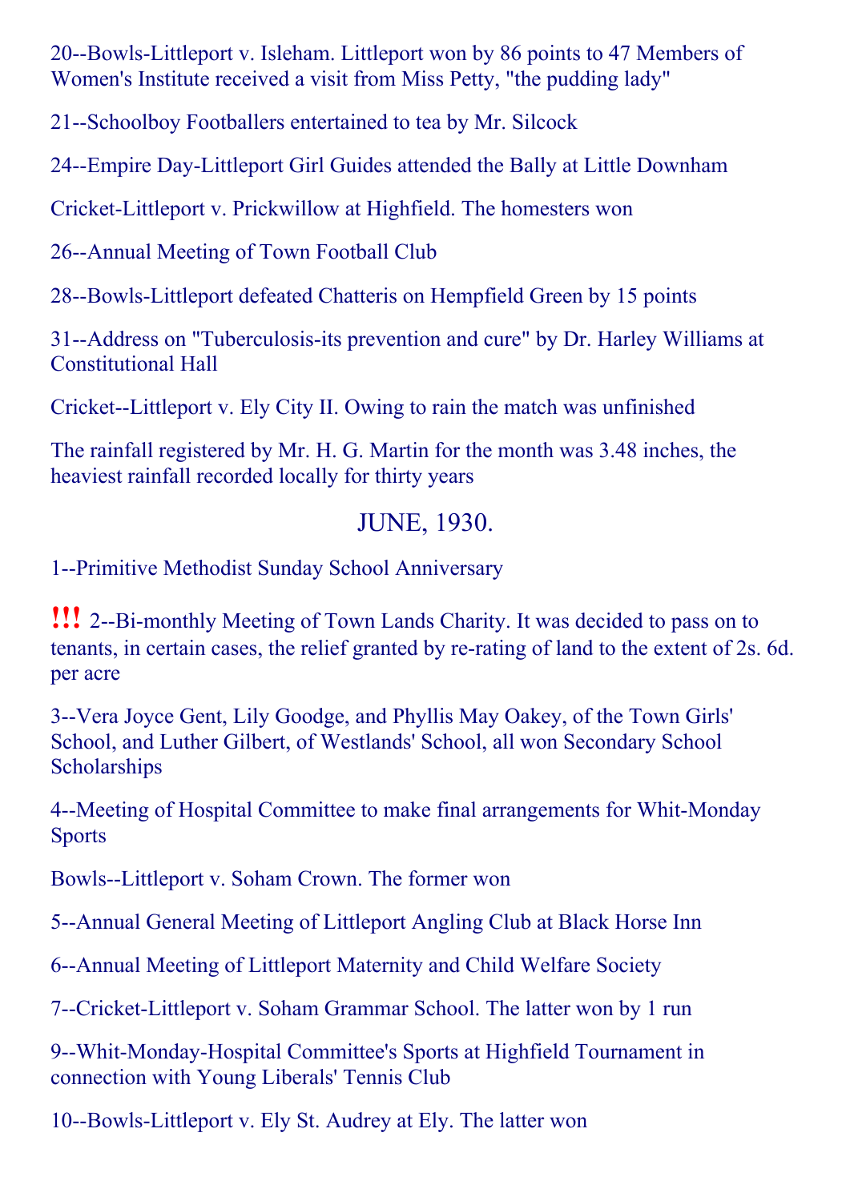20--Bowls-Littleport v. Isleham. Littleport won by 86 points to 47 Members of Women's Institute received a visit from Miss Petty, "the pudding lady"

21--Schoolboy Footballers entertained to tea by Mr. Silcock

24--Empire Day-Littleport Girl Guides attended the Bally at Little Downham

Cricket-Littleport v. Prickwillow at Highfield. The homesters won

26--Annual Meeting of Town Football Club

28--Bowls-Littleport defeated Chatteris on Hempfield Green by 15 points

31--Address on "Tuberculosis-its prevention and cure" by Dr. Harley Williams at Constitutional Hall

Cricket--Littleport v. Ely City II. Owing to rain the match was unfinished

The rainfall registered by Mr. H. G. Martin for the month was 3.48 inches, the heaviest rainfall recorded locally for thirty years

## JUNE, 1930.

1--Primitive Methodist Sunday School Anniversary

!!! 2--Bi-monthly Meeting of Town Lands Charity. It was decided to pass on to tenants, in certain cases, the relief granted by re-rating of land to the extent of 2s. 6d. per acre

3--Vera Joyce Gent, Lily Goodge, and Phyllis May Oakey, of the Town Girls' School, and Luther Gilbert, of Westlands' School, all won Secondary School Scholarships

4--Meeting of Hospital Committee to make final arrangements for Whit-Monday Sports

Bowls--Littleport v. Soham Crown. The former won

5--Annual General Meeting of Littleport Angling Club at Black Horse Inn

6--Annual Meeting of Littleport Maternity and Child Welfare Society

7--Cricket-Littleport v. Soham Grammar School. The latter won by 1 run

9--Whit-Monday-Hospital Committee's Sports at Highfield Tournament in connection with Young Liberals' Tennis Club

10--Bowls-Littleport v. Ely St. Audrey at Ely. The latter won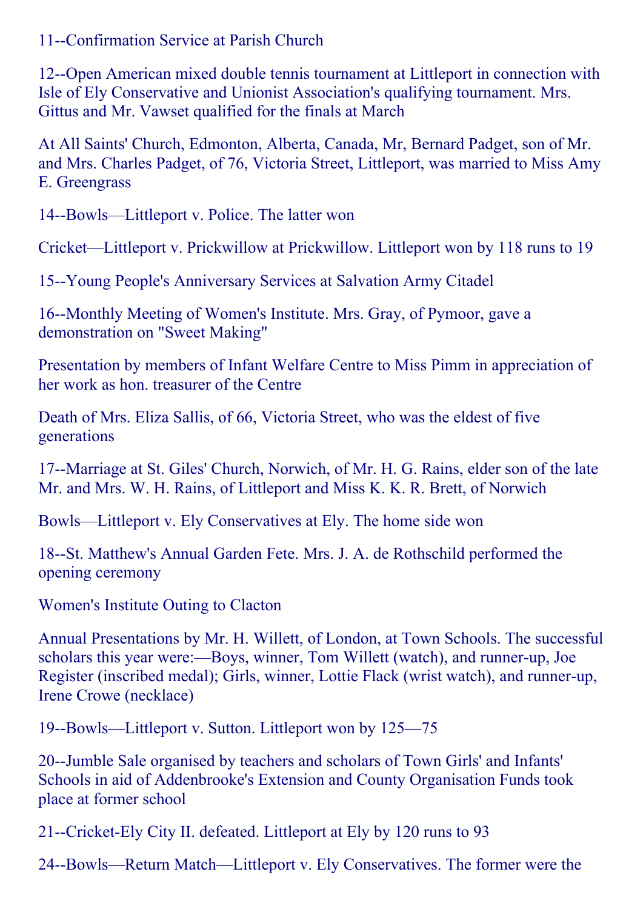11--Confirmation Service at Parish Church

12--Open American mixed double tennis tournament at Littleport in connection with Isle of Ely Conservative and Unionist Association's qualifying tournament. Mrs. Gittus and Mr. Vawset qualified for the finals at March

At All Saints' Church, Edmonton, Alberta, Canada, Mr, Bernard Padget, son of Mr. and Mrs. Charles Padget, of 76, Victoria Street, Littleport, was married to Miss Amy E. Greengrass

14--Bowls—Littleport v. Police. The latter won

Cricket—Littleport v. Prickwillow at Prickwillow. Littleport won by 118 runs to 19

15--Young People's Anniversary Services at Salvation Army Citadel

16--Monthly Meeting of Women's Institute. Mrs. Gray, of Pymoor, gave a demonstration on "Sweet Making"

Presentation by members of Infant Welfare Centre to Miss Pimm in appreciation of her work as hon. treasurer of the Centre

Death of Mrs. Eliza Sallis, of 66, Victoria Street, who was the eldest of five generations

17--Marriage at St. Giles' Church, Norwich, of Mr. H. G. Rains, elder son of the late Mr. and Mrs. W. H. Rains, of Littleport and Miss K. K. R. Brett, of Norwich

Bowls—Littleport v. Ely Conservatives at Ely. The home side won

18--St. Matthew's Annual Garden Fete. Mrs. J. A. de Rothschild performed the opening ceremony

Women's Institute Outing to Clacton

Annual Presentations by Mr. H. Willett, of London, at Town Schools. The successful scholars this year were:—Boys, winner, Tom Willett (watch), and runner-up, Joe Register (inscribed medal); Girls, winner, Lottie Flack (wrist watch), and runner-up, Irene Crowe (necklace)

19--Bowls—Littleport v. Sutton. Littleport won by 125—75

20--Jumble Sale organised by teachers and scholars of Town Girls' and Infants' Schools in aid of Addenbrooke's Extension and County Organisation Funds took place at former school

21--Cricket-Ely City II. defeated. Littleport at Ely by 120 runs to 93

24--Bowls—Return Match—Littleport v. Ely Conservatives. The former were the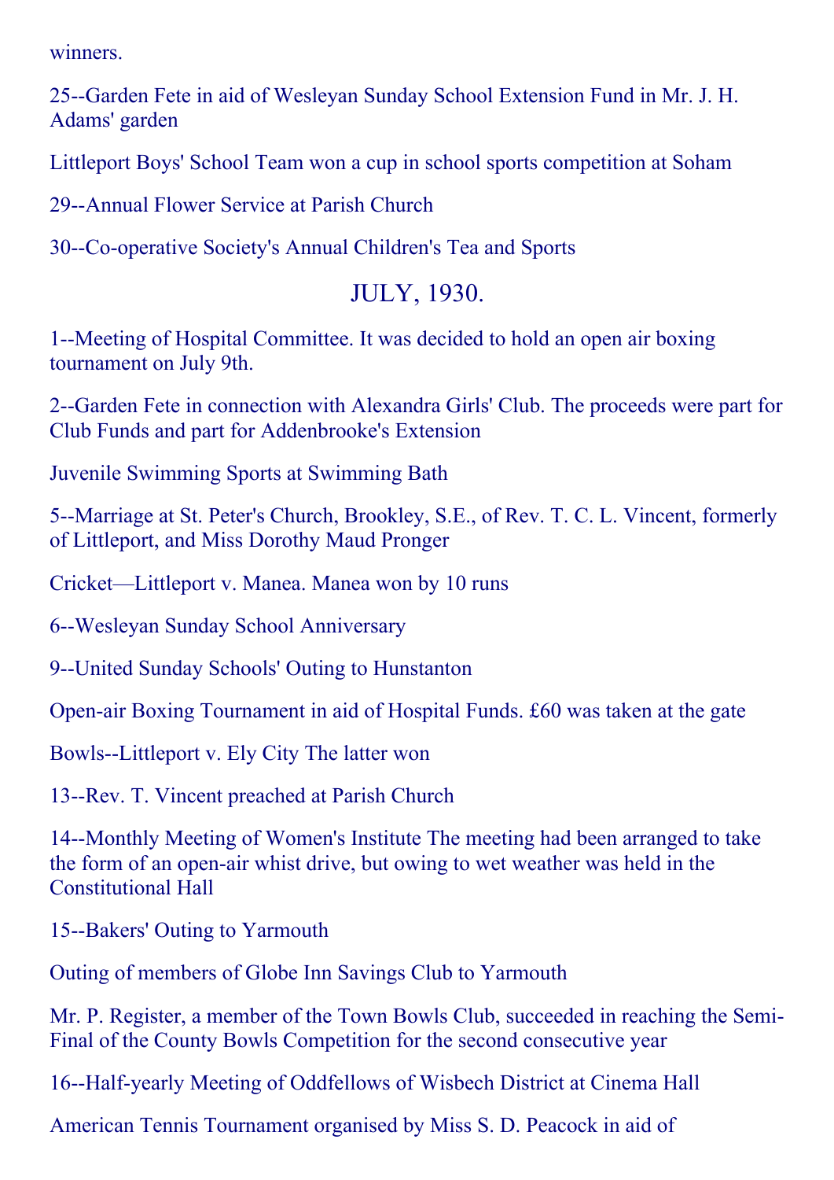winners.

25--Garden Fete in aid of Wesleyan Sunday School Extension Fund in Mr. J. H. Adams' garden

Littleport Boys' School Team won a cup in school sports competition at Soham

29--Annual Flower Service at Parish Church

30--Co-operative Society's Annual Children's Tea and Sports

## JULY, 1930.

1--Meeting of Hospital Committee. It was decided to hold an open air boxing tournament on July 9th.

2--Garden Fete in connection with Alexandra Girls' Club. The proceeds were part for Club Funds and part for Addenbrooke's Extension

Juvenile Swimming Sports at Swimming Bath

5--Marriage at St. Peter's Church, Brookley, S.E., of Rev. T. C. L. Vincent, formerly of Littleport, and Miss Dorothy Maud Pronger

Cricket—Littleport v. Manea. Manea won by 10 runs

6--Wesleyan Sunday School Anniversary

9--United Sunday Schools' Outing to Hunstanton

Open-air Boxing Tournament in aid of Hospital Funds. £60 was taken at the gate

Bowls--Littleport v. Ely City The latter won

13--Rev. T. Vincent preached at Parish Church

14--Monthly Meeting of Women's Institute The meeting had been arranged to take the form of an open-air whist drive, but owing to wet weather was held in the Constitutional Hall

15--Bakers' Outing to Yarmouth

Outing of members of Globe Inn Savings Club to Yarmouth

Mr. P. Register, a member of the Town Bowls Club, succeeded in reaching the Semi-Final of the County Bowls Competition for the second consecutive year

16--Half-yearly Meeting of Oddfellows of Wisbech District at Cinema Hall

American Tennis Tournament organised by Miss S. D. Peacock in aid of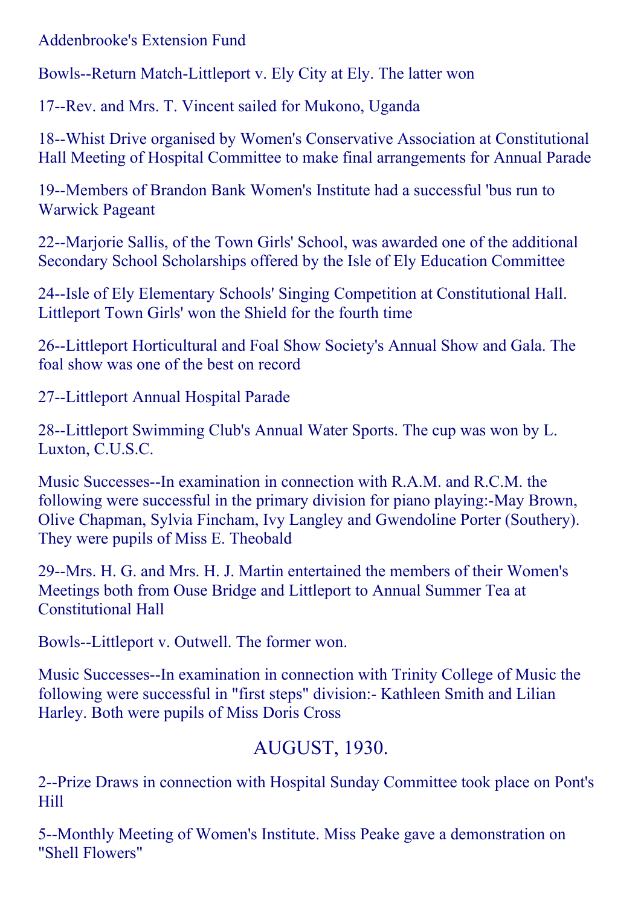Addenbrooke's Extension Fund

Bowls--Return Match-Littleport v. Ely City at Ely. The latter won

17--Rev. and Mrs. T. Vincent sailed for Mukono, Uganda

18--Whist Drive organised by Women's Conservative Association at Constitutional Hall Meeting of Hospital Committee to make final arrangements for Annual Parade

19--Members of Brandon Bank Women's Institute had a successful 'bus run to Warwick Pageant

22--Marjorie Sallis, of the Town Girls' School, was awarded one of the additional Secondary School Scholarships offered by the Isle of Ely Education Committee

24--Isle of Ely Elementary Schools' Singing Competition at Constitutional Hall. Littleport Town Girls' won the Shield for the fourth time

26--Littleport Horticultural and Foal Show Society's Annual Show and Gala. The foal show was one of the best on record

27--Littleport Annual Hospital Parade

28--Littleport Swimming Club's Annual Water Sports. The cup was won by L. Luxton, C.U.S.C.

Music Successes--In examination in connection with R.A.M. and R.C.M. the following were successful in the primary division for piano playing:-May Brown, Olive Chapman, Sylvia Fincham, Ivy Langley and Gwendoline Porter (Southery). They were pupils of Miss E. Theobald

29--Mrs. H. G. and Mrs. H. J. Martin entertained the members of their Women's Meetings both from Ouse Bridge and Littleport to Annual Summer Tea at Constitutional Hall

Bowls--Littleport v. Outwell. The former won.

Music Successes--In examination in connection with Trinity College of Music the following were successful in "first steps" division:- Kathleen Smith and Lilian Harley. Both were pupils of Miss Doris Cross

## AUGUST, 1930.

2--Prize Draws in connection with Hospital Sunday Committee took place on Pont's Hill

5--Monthly Meeting of Women's Institute. Miss Peake gave a demonstration on "Shell Flowers"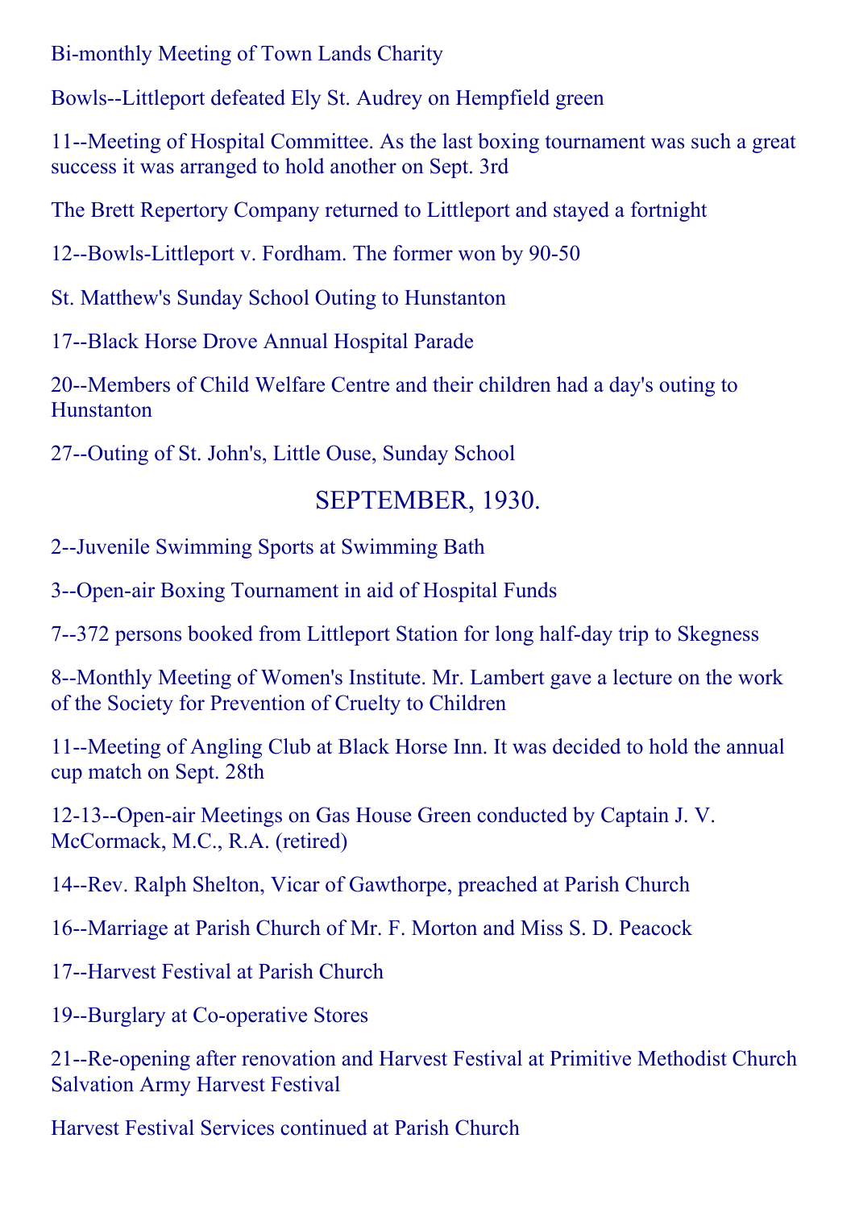Bi-monthly Meeting of Town Lands Charity

Bowls--Littleport defeated Ely St. Audrey on Hempfield green

11--Meeting of Hospital Committee. As the last boxing tournament was such a great success it was arranged to hold another on Sept. 3rd

The Brett Repertory Company returned to Littleport and stayed a fortnight

12--Bowls-Littleport v. Fordham. The former won by 90-50

St. Matthew's Sunday School Outing to Hunstanton

17--Black Horse Drove Annual Hospital Parade

20--Members of Child Welfare Centre and their children had a day's outing to Hunstanton

27--Outing of St. John's, Little Ouse, Sunday School

## SEPTEMBER, 1930.

2--Juvenile Swimming Sports at Swimming Bath

3--Open-air Boxing Tournament in aid of Hospital Funds

7--372 persons booked from Littleport Station for long half-day trip to Skegness

8--Monthly Meeting of Women's Institute. Mr. Lambert gave a lecture on the work of the Society for Prevention of Cruelty to Children

11--Meeting of Angling Club at Black Horse Inn. It was decided to hold the annual cup match on Sept. 28th

12-13--Open-air Meetings on Gas House Green conducted by Captain J. V. McCormack, M.C., R.A. (retired)

14--Rev. Ralph Shelton, Vicar of Gawthorpe, preached at Parish Church

16--Marriage at Parish Church of Mr. F. Morton and Miss S. D. Peacock

17--Harvest Festival at Parish Church

19--Burglary at Co-operative Stores

21--Re-opening after renovation and Harvest Festival at Primitive Methodist Church
Salvation Army Harvest Festival

Harvest Festival Services continued at Parish Church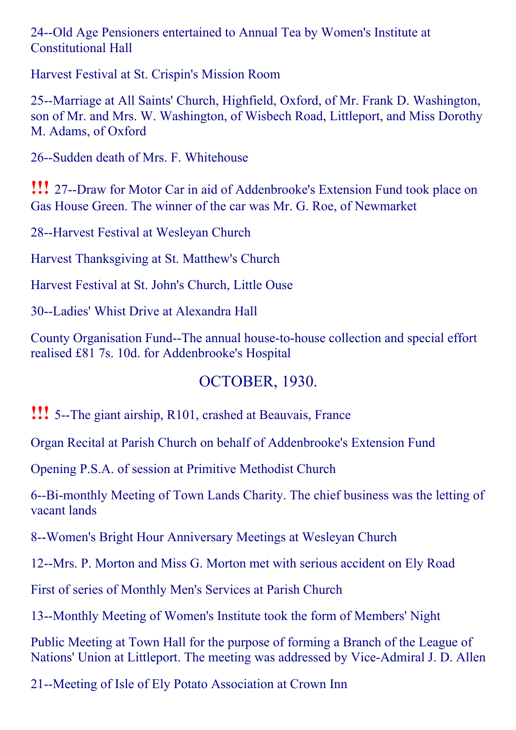24--Old Age Pensioners entertained to Annual Tea by Women's Institute at Constitutional Hall

Harvest Festival at St. Crispin's Mission Room

25--Marriage at All Saints' Church, Highfield, Oxford, of Mr. Frank D. Washington, son of Mr. and Mrs. W. Washington, of Wisbech Road, Littleport, and Miss Dorothy M. Adams, of Oxford

26--Sudden death of Mrs. F. Whitehouse

**!!!** 27--Draw for Motor Car in aid of Addenbrooke's Extension Fund took place on Gas House Green. The winner of the car was Mr. G. Roe, of Newmarket

28--Harvest Festival at Wesleyan Church

Harvest Thanksgiving at St. Matthew's Church

Harvest Festival at St. John's Church, Little Ouse

30--Ladies' Whist Drive at Alexandra Hall

County Organisation Fund--The annual house-to-house collection and special effort realised £81 7s. 10d. for Addenbrooke's Hospital

## OCTOBER, 1930.

**!!!** 5--The giant airship, R101, crashed at Beauvais, France

Organ Recital at Parish Church on behalf of Addenbrooke's Extension Fund

Opening P.S.A. of session at Primitive Methodist Church

6--Bi-monthly Meeting of Town Lands Charity. The chief business was the letting of vacant lands

8--Women's Bright Hour Anniversary Meetings at Wesleyan Church

12--Mrs. P. Morton and Miss G. Morton met with serious accident on Ely Road

First of series of Monthly Men's Services at Parish Church

13--Monthly Meeting of Women's Institute took the form of Members' Night

Public Meeting at Town Hall for the purpose of forming a Branch of the League of Nations' Union at Littleport. The meeting was addressed by Vice-Admiral J. D. Allen

21--Meeting of Isle of Ely Potato Association at Crown Inn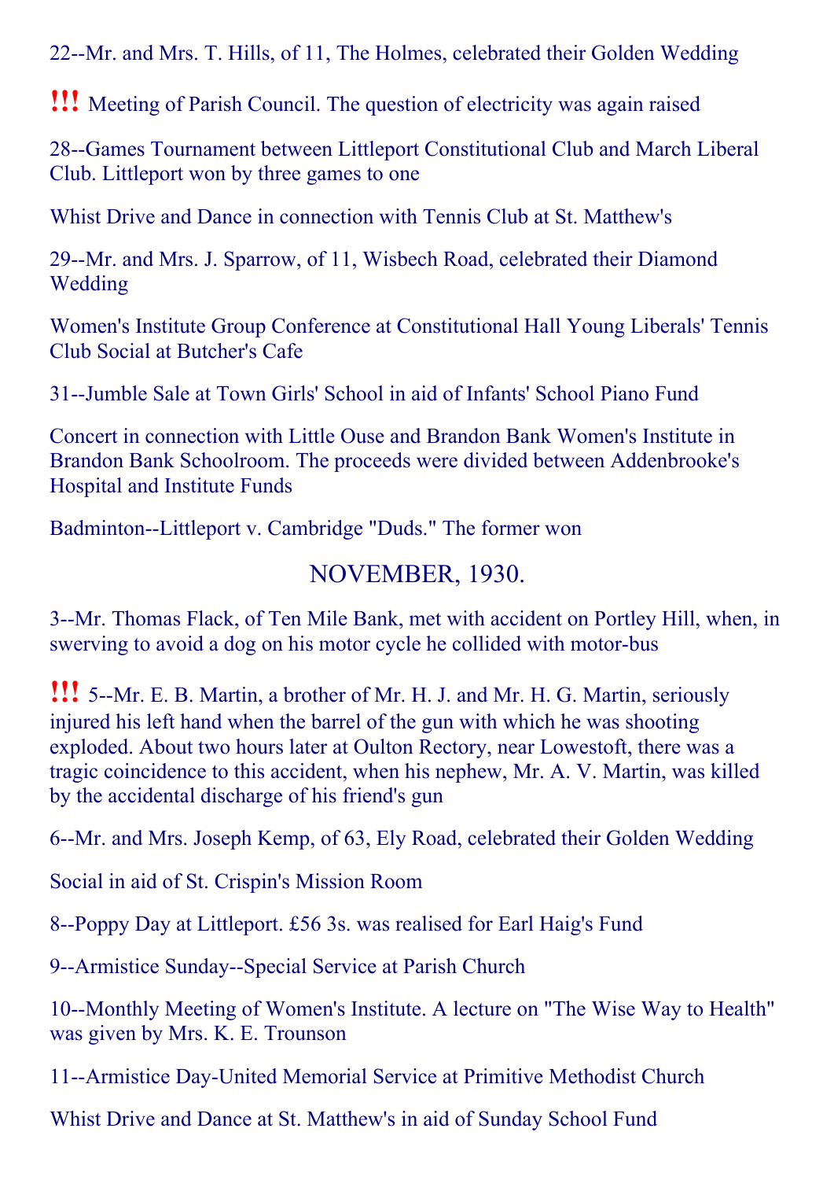22--Mr. and Mrs. T. Hills, of 11, The Holmes, celebrated their Golden Wedding

**!!!** Meeting of Parish Council. The question of electricity was again raised

28--Games Tournament between Littleport Constitutional Club and March Liberal Club. Littleport won by three games to one

Whist Drive and Dance in connection with Tennis Club at St. Matthew's

29--Mr. and Mrs. J. Sparrow, of 11, Wisbech Road, celebrated their Diamond Wedding

Women's Institute Group Conference at Constitutional Hall Young Liberals' Tennis Club Social at Butcher's Cafe

31--Jumble Sale at Town Girls' School in aid of Infants' School Piano Fund

Concert in connection with Little Ouse and Brandon Bank Women's Institute in Brandon Bank Schoolroom. The proceeds were divided between Addenbrooke's Hospital and Institute Funds

Badminton--Littleport v. Cambridge "Duds." The former won

## NOVEMBER, 1930.

3--Mr. Thomas Flack, of Ten Mile Bank, met with accident on Portley Hill, when, in swerving to avoid a dog on his motor cycle he collided with motor-bus

**!!!** 5--Mr. E. B. Martin, a brother of Mr. H. J. and Mr. H. G. Martin, seriously injured his left hand when the barrel of the gun with which he was shooting exploded. About two hours later at Oulton Rectory, near Lowestoft, there was a tragic coincidence to this accident, when his nephew, Mr. A. V. Martin, was killed by the accidental discharge of his friend's gun

6--Mr. and Mrs. Joseph Kemp, of 63, Ely Road, celebrated their Golden Wedding

Social in aid of St. Crispin's Mission Room

8--Poppy Day at Littleport. £56 3s. was realised for Earl Haig's Fund

9--Armistice Sunday--Special Service at Parish Church

10--Monthly Meeting of Women's Institute. A lecture on "The Wise Way to Health" was given by Mrs. K. E. Trounson

11--Armistice Day-United Memorial Service at Primitive Methodist Church

Whist Drive and Dance at St. Matthew's in aid of Sunday School Fund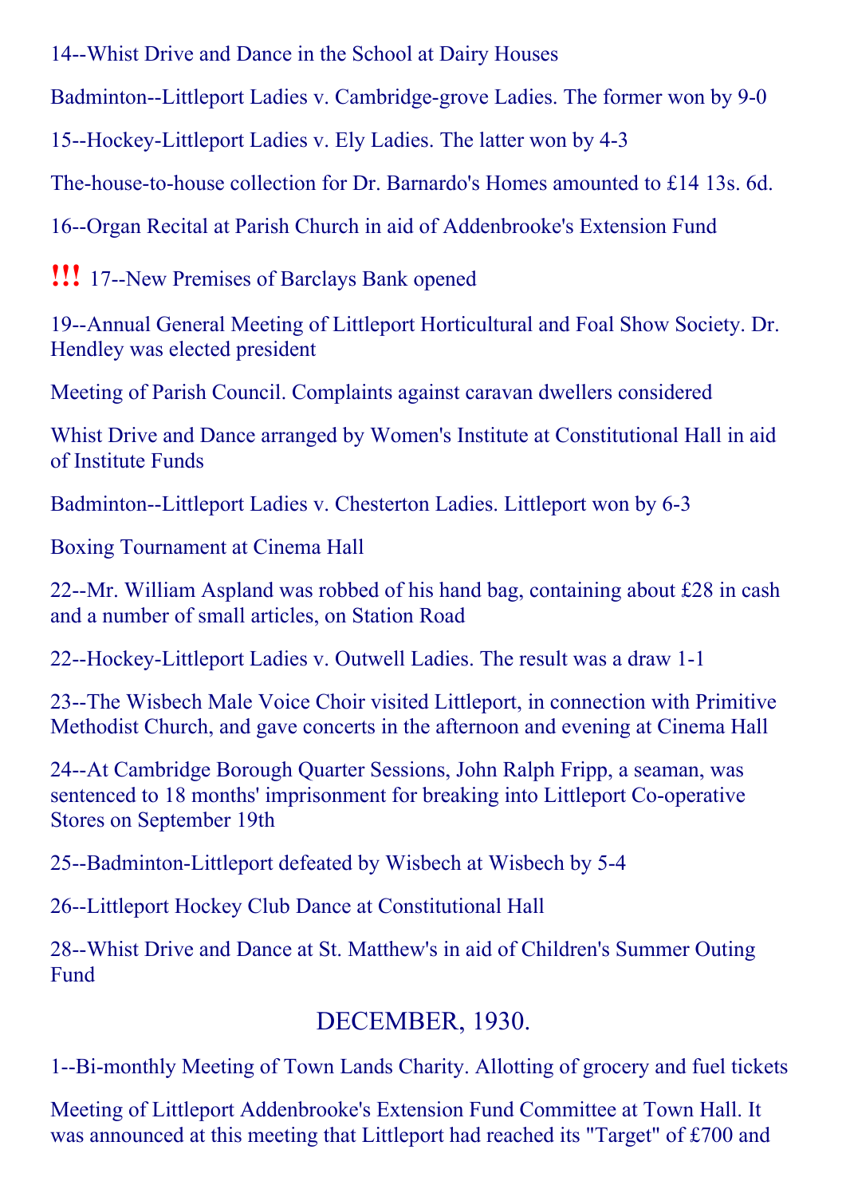14--Whist Drive and Dance in the School at Dairy Houses

Badminton--Littleport Ladies v. Cambridge-grove Ladies. The former won by 9-0

15--Hockey-Littleport Ladies v. Ely Ladies. The latter won by 4-3

The-house-to-house collection for Dr. Barnardo's Homes amounted to £14 13s. 6d.

16--Organ Recital at Parish Church in aid of Addenbrooke's Extension Fund

!!! 17--New Premises of Barclays Bank opened

19--Annual General Meeting of Littleport Horticultural and Foal Show Society. Dr. Hendley was elected president

Meeting of Parish Council. Complaints against caravan dwellers considered

Whist Drive and Dance arranged by Women's Institute at Constitutional Hall in aid of Institute Funds

Badminton--Littleport Ladies v. Chesterton Ladies. Littleport won by 6-3

Boxing Tournament at Cinema Hall

22--Mr. William Aspland was robbed of his hand bag, containing about £28 in cash and a number of small articles, on Station Road

22--Hockey-Littleport Ladies v. Outwell Ladies. The result was a draw 1-1

23--The Wisbech Male Voice Choir visited Littleport, in connection with Primitive Methodist Church, and gave concerts in the afternoon and evening at Cinema Hall

24--At Cambridge Borough Quarter Sessions, John Ralph Fripp, a seaman, was sentenced to 18 months' imprisonment for breaking into Littleport Co-operative Stores on September 19th

25--Badminton-Littleport defeated by Wisbech at Wisbech by 5-4

26--Littleport Hockey Club Dance at Constitutional Hall

28--Whist Drive and Dance at St. Matthew's in aid of Children's Summer Outing Fund

## DECEMBER, 1930.

1--Bi-monthly Meeting of Town Lands Charity. Allotting of grocery and fuel tickets

Meeting of Littleport Addenbrooke's Extension Fund Committee at Town Hall. It was announced at this meeting that Littleport had reached its "Target" of £700 and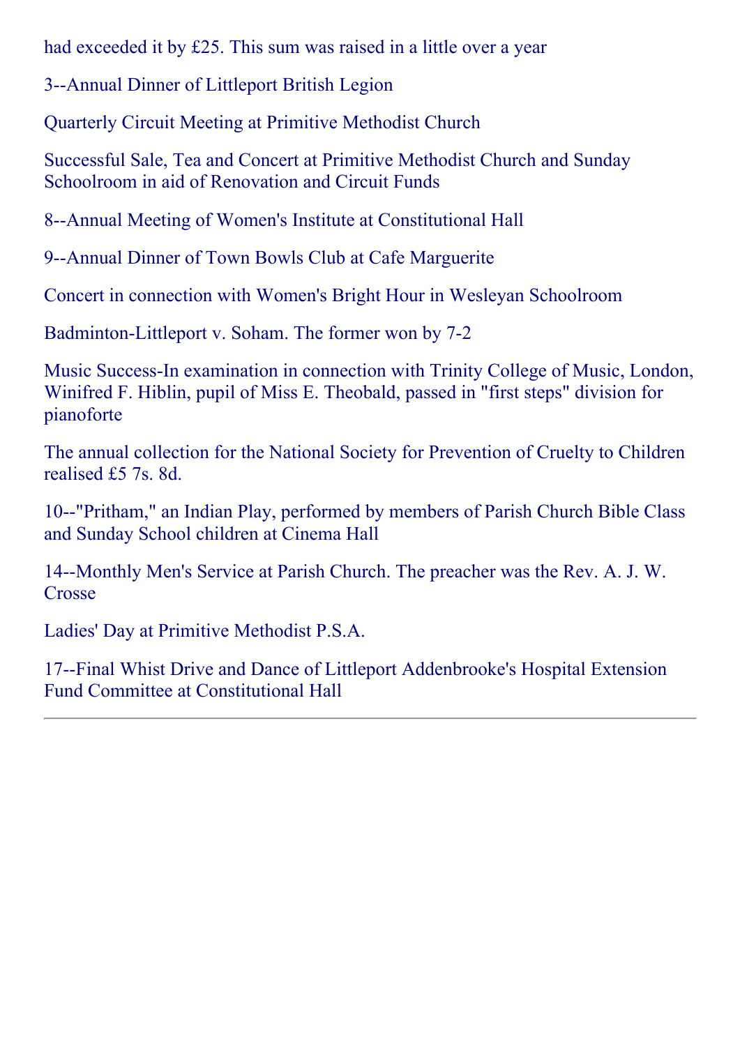had exceeded it by £25. This sum was raised in a little over a year

3--Annual Dinner of Littleport British Legion

Quarterly Circuit Meeting at Primitive Methodist Church

Successful Sale, Tea and Concert at Primitive Methodist Church and Sunday Schoolroom in aid of Renovation and Circuit Funds

8--Annual Meeting of Women's Institute at Constitutional Hall

9--Annual Dinner of Town Bowls Club at Cafe Marguerite

Concert in connection with Women's Bright Hour in Wesleyan Schoolroom

Badminton-Littleport v. Soham. The former won by 7-2

Music Success-In examination in connection with Trinity College of Music, London, Winifred F. Hiblin, pupil of Miss E. Theobald, passed in "first steps" division for pianoforte

The annual collection for the National Society for Prevention of Cruelty to Children realised £5 7s. 8d.

10--"Pritham," an Indian Play, performed by members of Parish Church Bible Class and Sunday School children at Cinema Hall

14--Monthly Men's Service at Parish Church. The preacher was the Rev. A. J. W. Crosse

Ladies' Day at Primitive Methodist P.S.A.

17--Final Whist Drive and Dance of Littleport Addenbrooke's Hospital Extension Fund Committee at Constitutional Hall

---